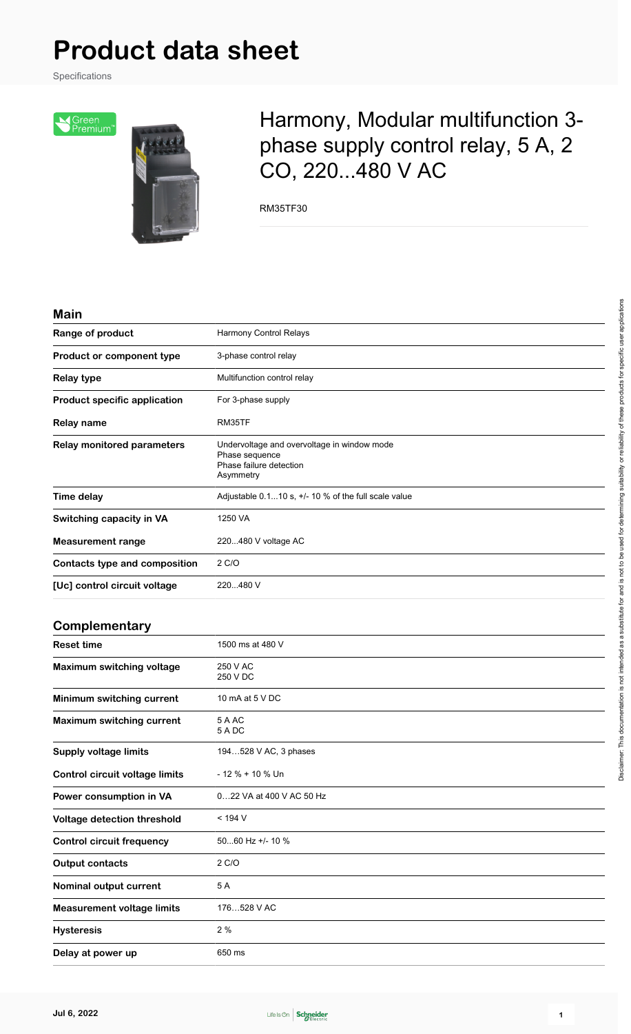# Product data sheet

Specifications

## Harmony, Modular multifunction 3-phase supply control relay, 5 A, 2 CO, 220...480 V AC

RM35TF30

### Main

| | |
|---|---|
| **Range of product** | Harmony Control Relays |
| **Product or component type** | 3-phase control relay |
| **Relay type** | Multifunction control relay |
| **Product specific application** | For 3-phase supply |
| **Relay name** | RM35TF |
| **Relay monitored parameters** | Undervoltage and overvoltage in window mode<br>Phase sequence<br>Phase failure detection<br>Asymmetry |
| **Time delay** | Adjustable 0.1...10 s, +/- 10 % of the full scale value |
| **Switching capacity in VA** | 1250 VA |
| **Measurement range** | 220...480 V voltage AC |
| **Contacts type and composition** | 2 C/O |
| **[Uc] control circuit voltage** | 220...480 V |

### Complementary

| | |
|---|---|
| **Reset time** | 1500 ms at 480 V |
| **Maximum switching voltage** | 250 V AC<br>250 V DC |
| **Minimum switching current** | 10 mA at 5 V DC |
| **Maximum switching current** | 5 A AC<br>5 A DC |
| **Supply voltage limits** | 194…528 V AC, 3 phases |
| **Control circuit voltage limits** | - 12 % + 10 % Un |
| **Power consumption in VA** | 0…22 VA at 400 V AC 50 Hz |
| **Voltage detection threshold** | < 194 V |
| **Control circuit frequency** | 50...60 Hz +/- 10 % |
| **Output contacts** | 2 C/O |
| **Nominal output current** | 5 A |
| **Measurement voltage limits** | 176…528 V AC |
| **Hysteresis** | 2 % |
| **Delay at power up** | 650 ms |

Disclaimer: This documentation is not intended as a substitute for and is not to be used for determining suitability or reliability of these products for specific user applications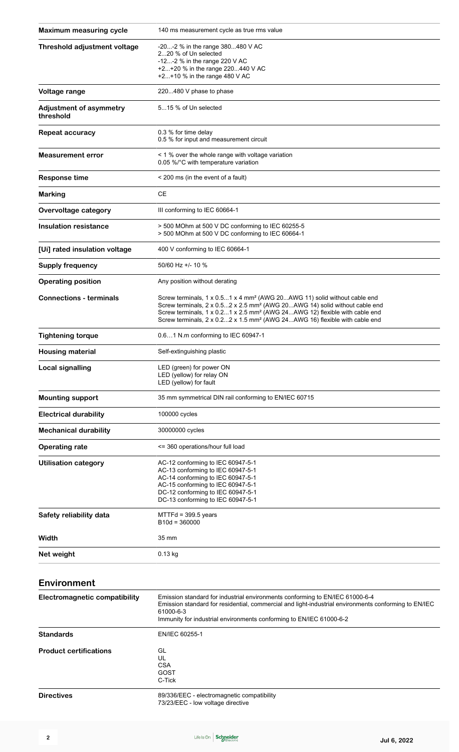| | |
|---|---|
| **Maximum measuring cycle** | 140 ms measurement cycle as true rms value |
| **Threshold adjustment voltage** | -20...-2 % in the range 380...480 V AC<br>2...20 % of Un selected<br>-12...-2 % in the range 220 V AC<br>+2...+20 % in the range 220...440 V AC<br>+2...+10 % in the range 480 V AC |
| **Voltage range** | 220...480 V phase to phase |
| **Adjustment of asymmetry threshold** | 5...15 % of Un selected |
| **Repeat accuracy** | 0.3 % for time delay<br>0.5 % for input and measurement circuit |
| **Measurement error** | < 1 % over the whole range with voltage variation<br>0.05 %/°C with temperature variation |
| **Response time** | < 200 ms (in the event of a fault) |
| **Marking** | CE |
| **Overvoltage category** | III conforming to IEC 60664-1 |
| **Insulation resistance** | > 500 MOhm at 500 V DC conforming to IEC 60255-5<br>> 500 MOhm at 500 V DC conforming to IEC 60664-1 |
| **[Ui] rated insulation voltage** | 400 V conforming to IEC 60664-1 |
| **Supply frequency** | 50/60 Hz +/- 10 % |
| **Operating position** | Any position without derating |
| **Connections - terminals** | Screw terminals, 1 x 0.5...1 x 4 mm² (AWG 20...AWG 11) solid without cable end<br>Screw terminals, 2 x 0.5...2 x 2.5 mm² (AWG 20...AWG 14) solid without cable end<br>Screw terminals, 1 x 0.2...1 x 2.5 mm² (AWG 24...AWG 12) flexible with cable end<br>Screw terminals, 2 x 0.2...2 x 1.5 mm² (AWG 24...AWG 16) flexible with cable end |
| **Tightening torque** | 0.6…1 N.m conforming to IEC 60947-1 |
| **Housing material** | Self-extinguishing plastic |
| **Local signalling** | LED (green) for power ON<br>LED (yellow) for relay ON<br>LED (yellow) for fault |
| **Mounting support** | 35 mm symmetrical DIN rail conforming to EN/IEC 60715 |
| **Electrical durability** | 100000 cycles |
| **Mechanical durability** | 30000000 cycles |
| **Operating rate** | <= 360 operations/hour full load |
| **Utilisation category** | AC-12 conforming to IEC 60947-5-1<br>AC-13 conforming to IEC 60947-5-1<br>AC-14 conforming to IEC 60947-5-1<br>AC-15 conforming to IEC 60947-5-1<br>DC-12 conforming to IEC 60947-5-1<br>DC-13 conforming to IEC 60947-5-1 |
| **Safety reliability data** | MTTFd = 399.5 years<br>B10d = 360000 |
| **Width** | 35 mm |
| **Net weight** | 0.13 kg |

## Environment

| | |
|---|---|
| **Electromagnetic compatibility** | Emission standard for industrial environments conforming to EN/IEC 61000-6-4<br>Emission standard for residential, commercial and light-industrial environments conforming to EN/IEC 61000-6-3<br>Immunity for industrial environments conforming to EN/IEC 61000-6-2 |
| **Standards** | EN/IEC 60255-1 |
| **Product certifications** | GL<br>UL<br>CSA<br>GOST<br>C-Tick |
| **Directives** | 89/336/EEC - electromagnetic compatibility<br>73/23/EEC - low voltage directive |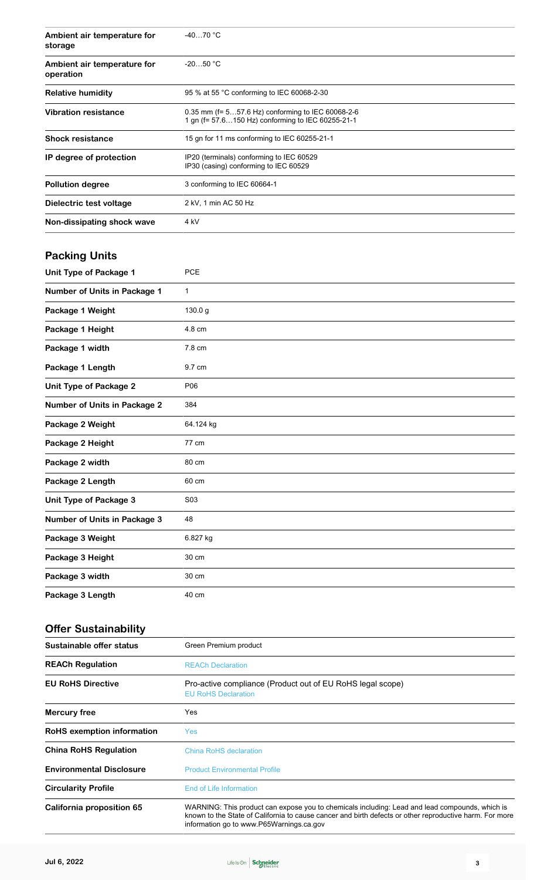| | |
|---|---|
| **Ambient air temperature for storage** | -40…70 °C |
| **Ambient air temperature for operation** | -20…50 °C |
| **Relative humidity** | 95 % at 55 °C conforming to IEC 60068-2-30 |
| **Vibration resistance** | 0.35 mm (f= 5…57.6 Hz) conforming to IEC 60068-2-6<br>1 gn (f= 57.6…150 Hz) conforming to IEC 60255-21-1 |
| **Shock resistance** | 15 gn for 11 ms conforming to IEC 60255-21-1 |
| **IP degree of protection** | IP20 (terminals) conforming to IEC 60529<br>IP30 (casing) conforming to IEC 60529 |
| **Pollution degree** | 3 conforming to IEC 60664-1 |
| **Dielectric test voltage** | 2 kV, 1 min AC 50 Hz |
| **Non-dissipating shock wave** | 4 kV |

## Packing Units

| | |
|---|---|
| **Unit Type of Package 1** | PCE |
| **Number of Units in Package 1** | 1 |
| **Package 1 Weight** | 130.0 g |
| **Package 1 Height** | 4.8 cm |
| **Package 1 width** | 7.8 cm |
| **Package 1 Length** | 9.7 cm |
| **Unit Type of Package 2** | P06 |
| **Number of Units in Package 2** | 384 |
| **Package 2 Weight** | 64.124 kg |
| **Package 2 Height** | 77 cm |
| **Package 2 width** | 80 cm |
| **Package 2 Length** | 60 cm |
| **Unit Type of Package 3** | S03 |
| **Number of Units in Package 3** | 48 |
| **Package 3 Weight** | 6.827 kg |
| **Package 3 Height** | 30 cm |
| **Package 3 width** | 30 cm |
| **Package 3 Length** | 40 cm |

## Offer Sustainability

| | |
|---|---|
| **Sustainable offer status** | Green Premium product |
| **REACh Regulation** | REACh Declaration |
| **EU RoHS Directive** | Pro-active compliance (Product out of EU RoHS legal scope)<br>EU RoHS Declaration |
| **Mercury free** | Yes |
| **RoHS exemption information** | Yes |
| **China RoHS Regulation** | China RoHS declaration |
| **Environmental Disclosure** | Product Environmental Profile |
| **Circularity Profile** | End of Life Information |
| **California proposition 65** | WARNING: This product can expose you to chemicals including: Lead and lead compounds, which is known to the State of California to cause cancer and birth defects or other reproductive harm. For more information go to www.P65Warnings.ca.gov |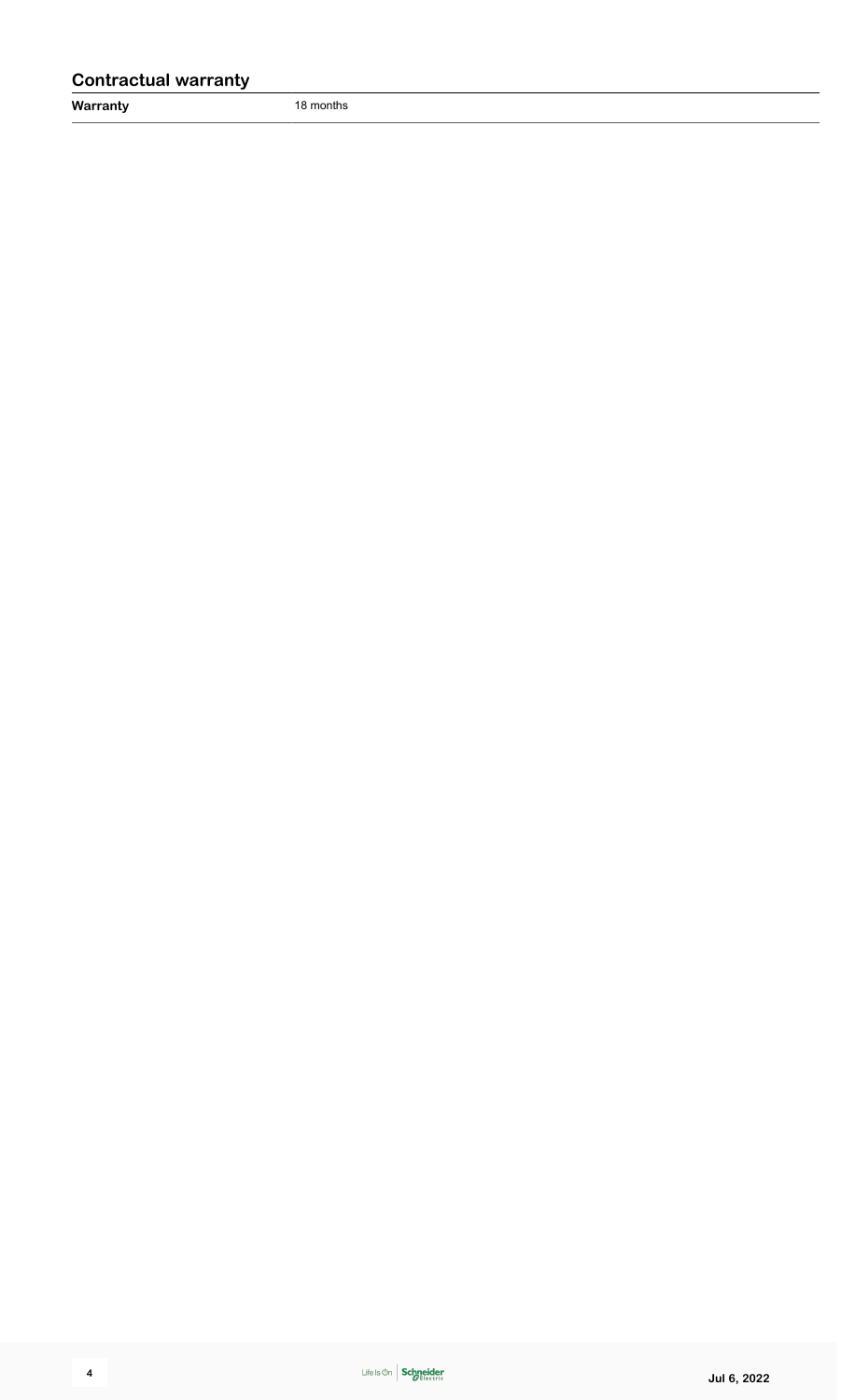## Contractual warranty

| Warranty | 18 months |
| --- | --- |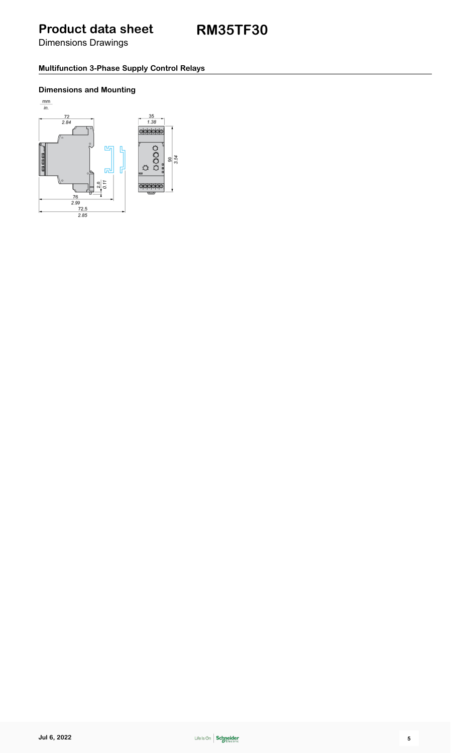# Product data sheet

**RM35TF30**

Dimensions Drawings

### Multifunction 3-Phase Supply Control Relays

### Dimensions and Mounting

mm
in.

72
2.84

35
1.38

90
3.54

2,8
0.11

76
2.99

72,5
2.85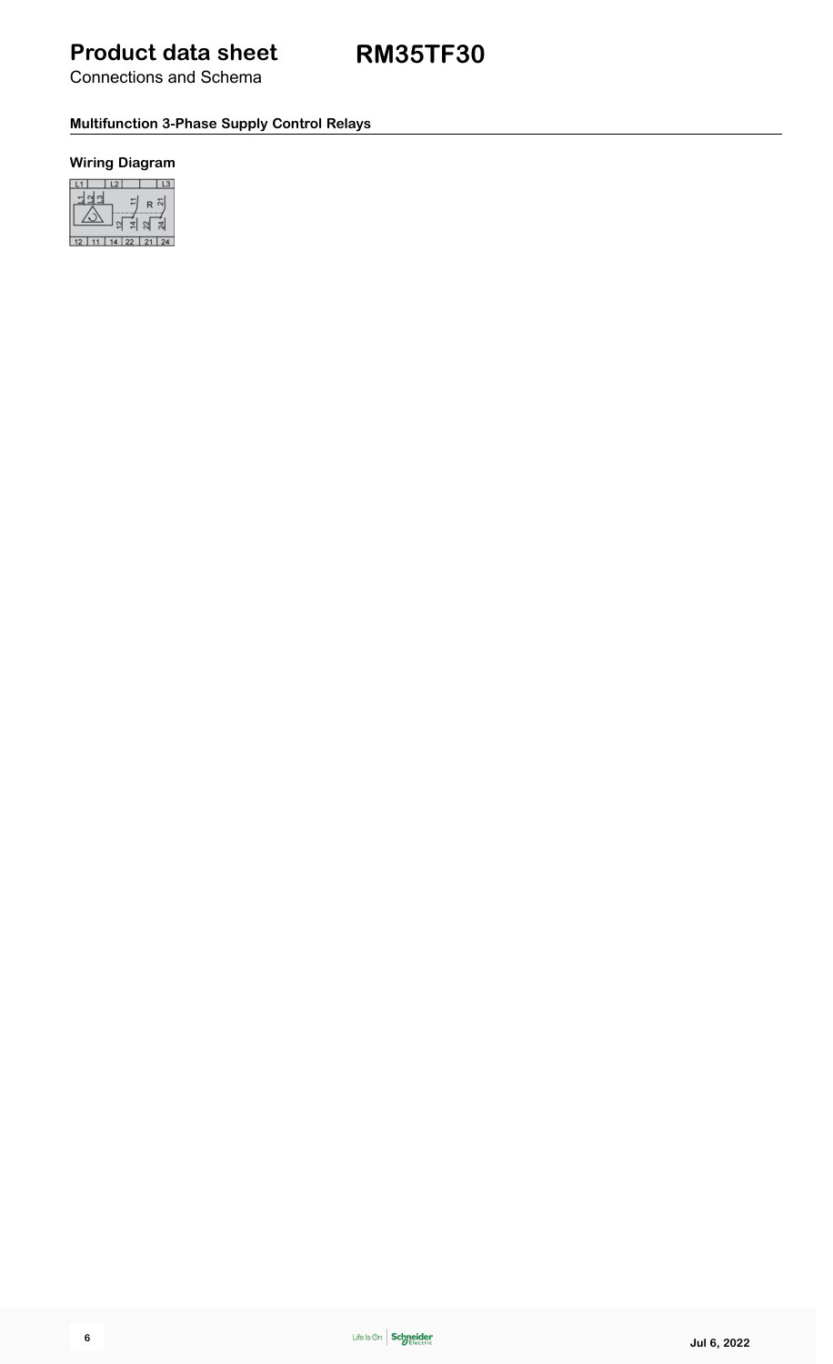# Product data sheet

Connections and Schema

# RM35TF30

### Multifunction 3-Phase Supply Control Relays

#### Wiring Diagram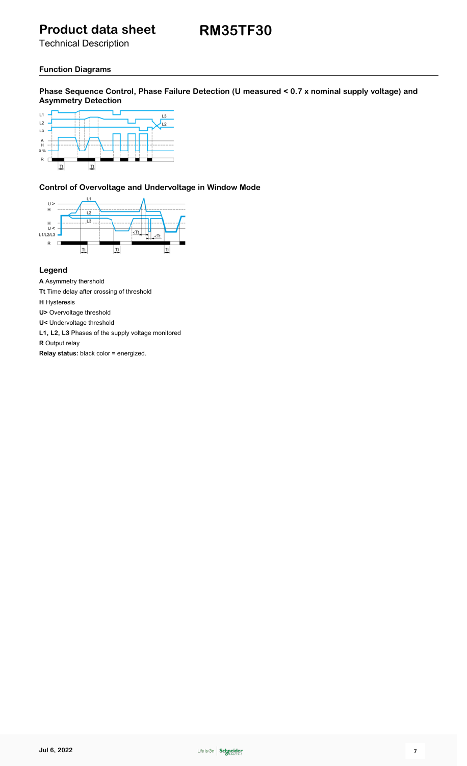# Product data sheet

Technical Description

# RM35TF30

## Function Diagrams

### Phase Sequence Control, Phase Failure Detection (U measured < 0.7 x nominal supply voltage) and Asymmetry Detection

L1
L2
L3
A
H
0 %
R
L3
L2
Tt
Tt

### Control of Overvoltage and Undervoltage in Window Mode

U >
H
H
U <
L1/L2/L3
R
L1
L2
L3
<Tt
<Tt
Tt
Tt
Tt

## Legend

**A** Asymmetry thershold

**Tt** Time delay after crossing of threshold

**H** Hysteresis

**U>** Overvoltage threshold

**U<** Undervoltage threshold

**L1, L2, L3** Phases of the supply voltage monitored

**R** Output relay

**Relay status:** black color = energized.